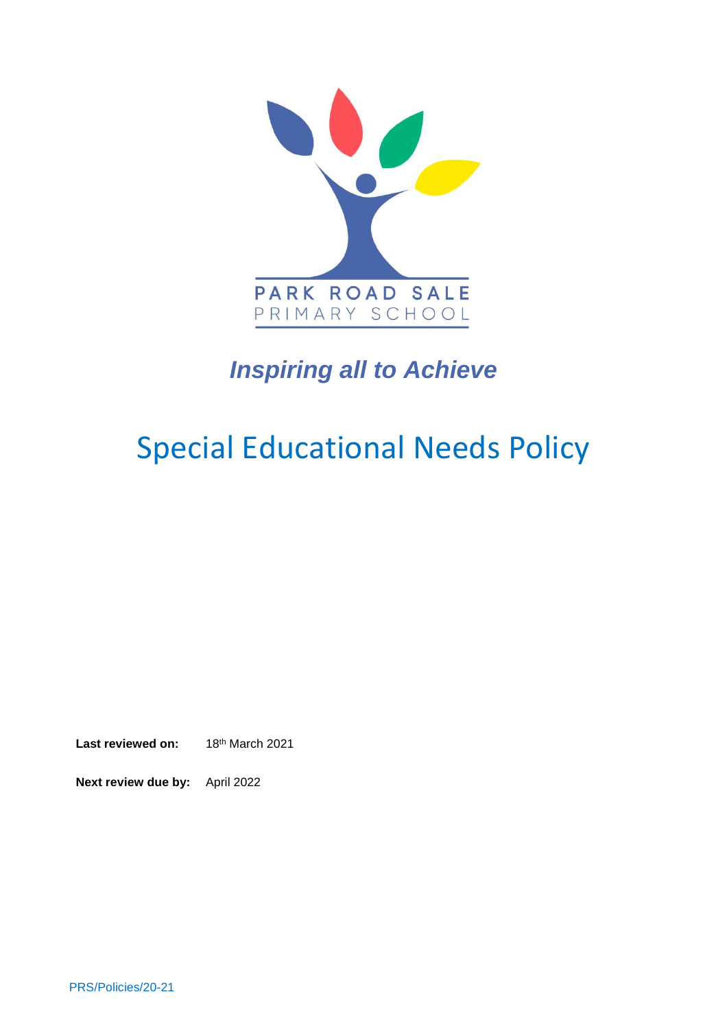PARK ROAD SALE
PRIMARY SCHOOL

***Inspiring all to Achieve***

# Special Educational Needs Policy

**Last reviewed on:** 18th March 2021

**Next review due by:** April 2022

PRS/Policies/20-21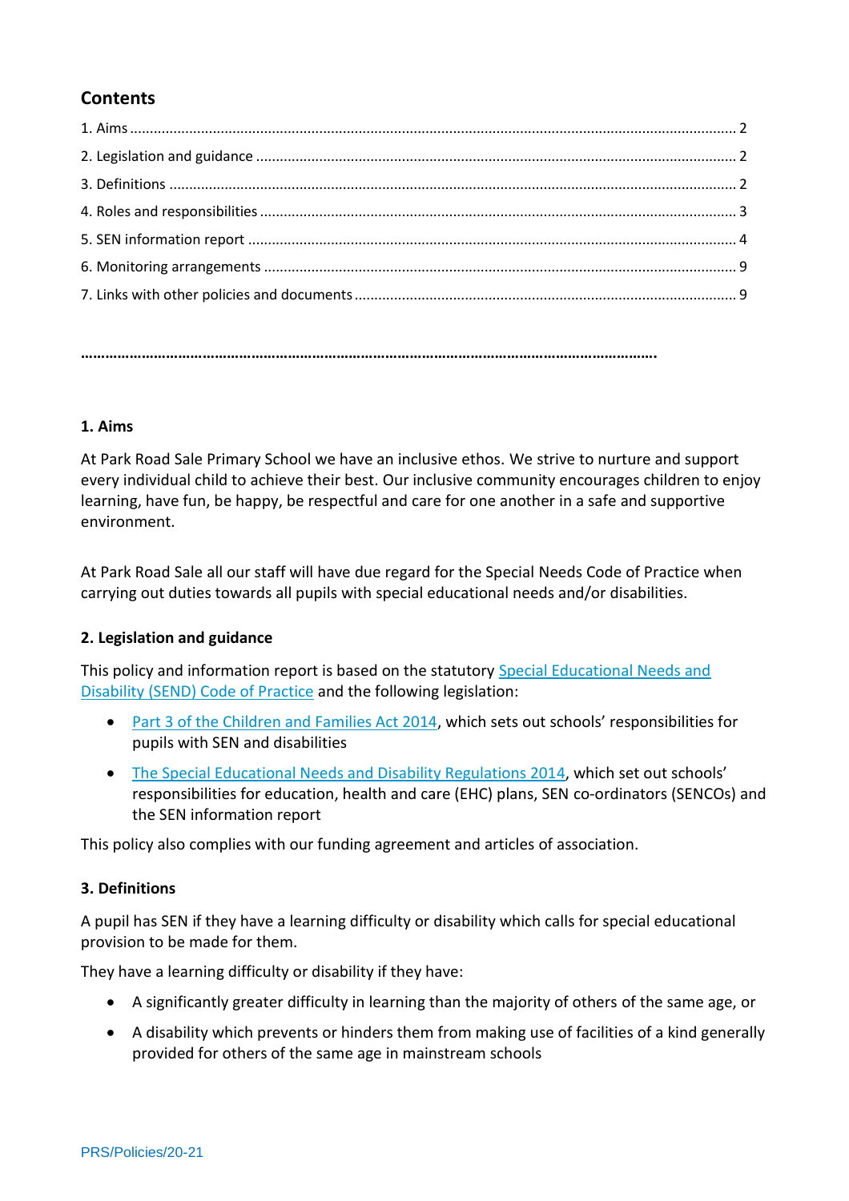## Contents

1. Aims ........................................................................................................ 2
2. Legislation and guidance ........................................................................ 2
3. Definitions ............................................................................................. 2
4. Roles and responsibilities ....................................................................... 3
5. SEN information report ........................................................................... 4
6. Monitoring arrangements ........................................................................ 9
7. Links with other policies and documents ................................................ 9

**…………………………………………………………………………………………………………………………….**

### 1. Aims

At Park Road Sale Primary School we have an inclusive ethos. We strive to nurture and support every individual child to achieve their best. Our inclusive community encourages children to enjoy learning, have fun, be happy, be respectful and care for one another in a safe and supportive environment.

At Park Road Sale all our staff will have due regard for the Special Needs Code of Practice when carrying out duties towards all pupils with special educational needs and/or disabilities.

### 2. Legislation and guidance

This policy and information report is based on the statutory Special Educational Needs and Disability (SEND) Code of Practice and the following legislation:

- Part 3 of the Children and Families Act 2014, which sets out schools' responsibilities for pupils with SEN and disabilities
- The Special Educational Needs and Disability Regulations 2014, which set out schools' responsibilities for education, health and care (EHC) plans, SEN co-ordinators (SENCOs) and the SEN information report

This policy also complies with our funding agreement and articles of association.

### 3. Definitions

A pupil has SEN if they have a learning difficulty or disability which calls for special educational provision to be made for them.

They have a learning difficulty or disability if they have:

- A significantly greater difficulty in learning than the majority of others of the same age, or
- A disability which prevents or hinders them from making use of facilities of a kind generally provided for others of the same age in mainstream schools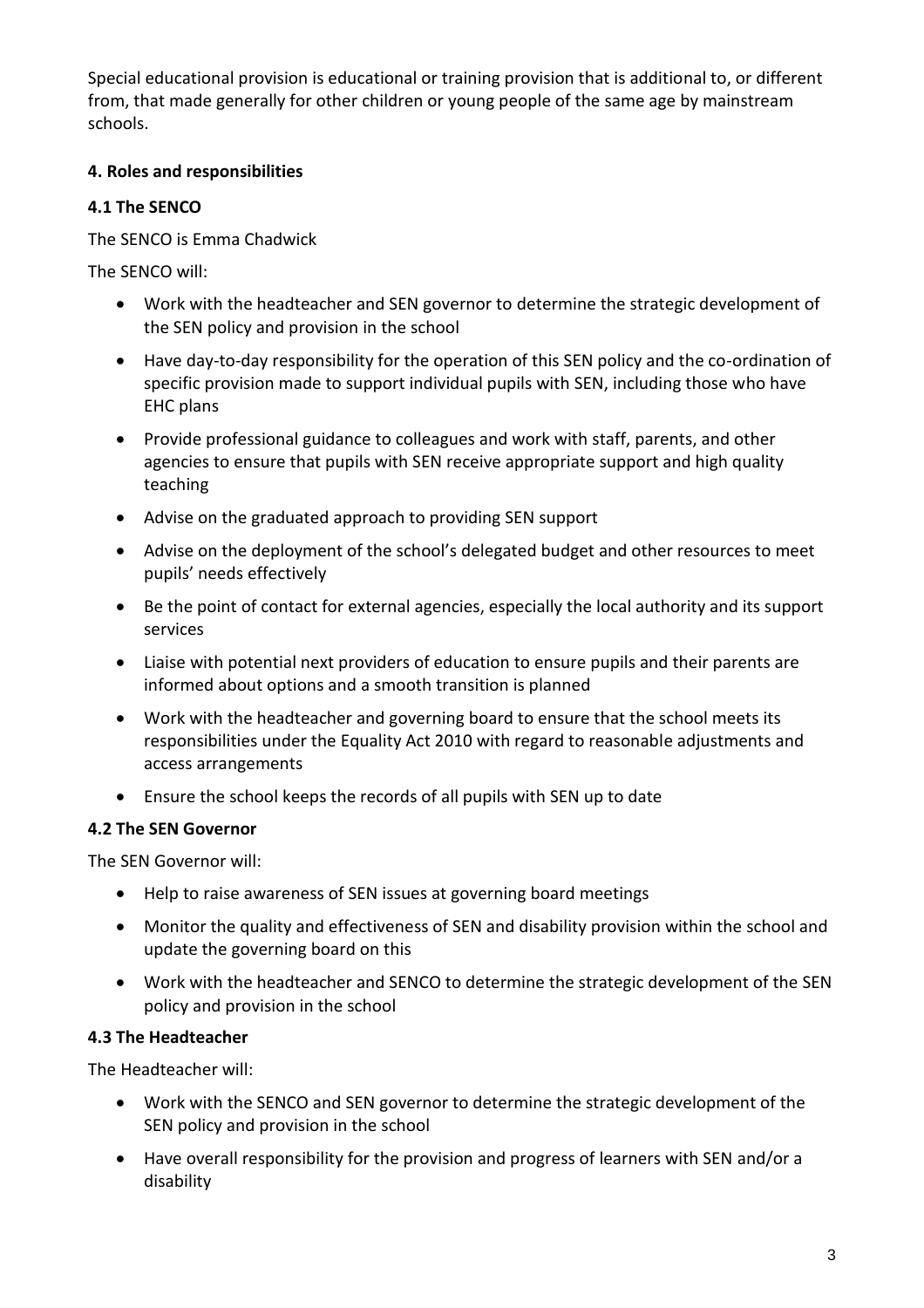Special educational provision is educational or training provision that is additional to, or different from, that made generally for other children or young people of the same age by mainstream schools.

**4. Roles and responsibilities**

**4.1 The SENCO**

The SENCO is Emma Chadwick

The SENCO will:

- Work with the headteacher and SEN governor to determine the strategic development of the SEN policy and provision in the school
- Have day-to-day responsibility for the operation of this SEN policy and the co-ordination of specific provision made to support individual pupils with SEN, including those who have EHC plans
- Provide professional guidance to colleagues and work with staff, parents, and other agencies to ensure that pupils with SEN receive appropriate support and high quality teaching
- Advise on the graduated approach to providing SEN support
- Advise on the deployment of the school's delegated budget and other resources to meet pupils' needs effectively
- Be the point of contact for external agencies, especially the local authority and its support services
- Liaise with potential next providers of education to ensure pupils and their parents are informed about options and a smooth transition is planned
- Work with the headteacher and governing board to ensure that the school meets its responsibilities under the Equality Act 2010 with regard to reasonable adjustments and access arrangements
- Ensure the school keeps the records of all pupils with SEN up to date

**4.2 The SEN Governor**

The SEN Governor will:

- Help to raise awareness of SEN issues at governing board meetings
- Monitor the quality and effectiveness of SEN and disability provision within the school and update the governing board on this
- Work with the headteacher and SENCO to determine the strategic development of the SEN policy and provision in the school

**4.3 The Headteacher**

The Headteacher will:

- Work with the SENCO and SEN governor to determine the strategic development of the SEN policy and provision in the school
- Have overall responsibility for the provision and progress of learners with SEN and/or a disability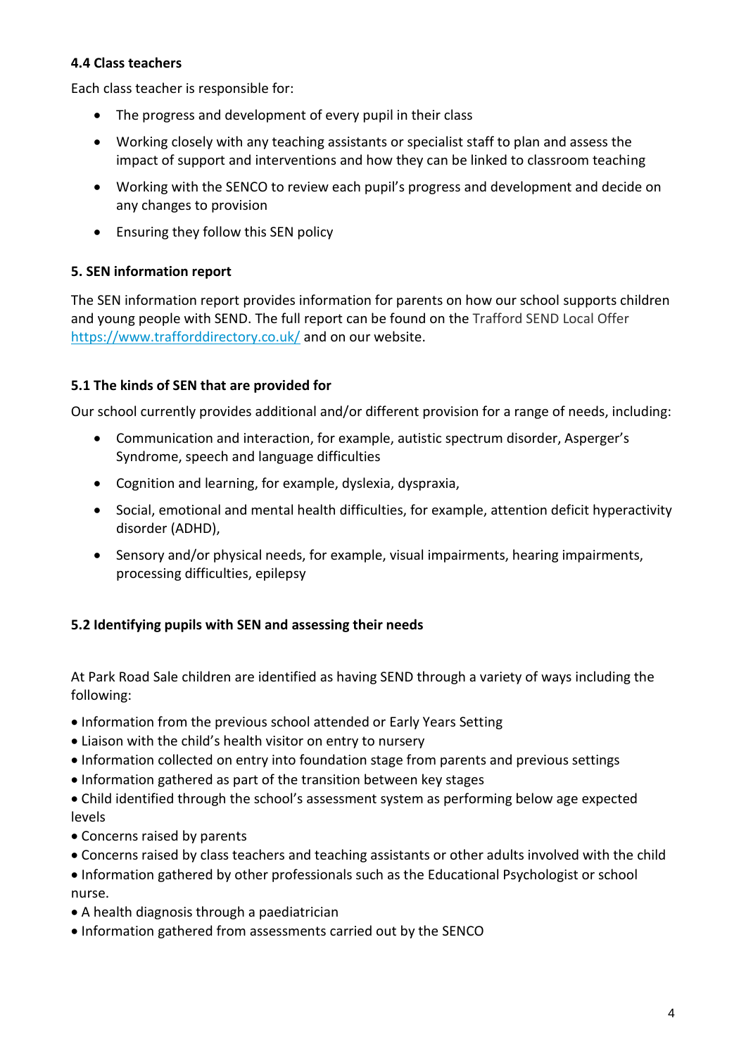### 4.4 Class teachers

Each class teacher is responsible for:

- The progress and development of every pupil in their class
- Working closely with any teaching assistants or specialist staff to plan and assess the impact of support and interventions and how they can be linked to classroom teaching
- Working with the SENCO to review each pupil's progress and development and decide on any changes to provision
- Ensuring they follow this SEN policy

## 5. SEN information report

The SEN information report provides information for parents on how our school supports children and young people with SEND. The full report can be found on the Trafford SEND Local Offer https://www.trafforddirectory.co.uk/ and on our website.

### 5.1 The kinds of SEN that are provided for

Our school currently provides additional and/or different provision for a range of needs, including:

- Communication and interaction, for example, autistic spectrum disorder, Asperger's Syndrome, speech and language difficulties
- Cognition and learning, for example, dyslexia, dyspraxia,
- Social, emotional and mental health difficulties, for example, attention deficit hyperactivity disorder (ADHD),
- Sensory and/or physical needs, for example, visual impairments, hearing impairments, processing difficulties, epilepsy

### 5.2 Identifying pupils with SEN and assessing their needs

At Park Road Sale children are identified as having SEND through a variety of ways including the following:

- Information from the previous school attended or Early Years Setting
- Liaison with the child's health visitor on entry to nursery
- Information collected on entry into foundation stage from parents and previous settings
- Information gathered as part of the transition between key stages
- Child identified through the school's assessment system as performing below age expected levels
- Concerns raised by parents
- Concerns raised by class teachers and teaching assistants or other adults involved with the child
- Information gathered by other professionals such as the Educational Psychologist or school nurse.
- A health diagnosis through a paediatrician
- Information gathered from assessments carried out by the SENCO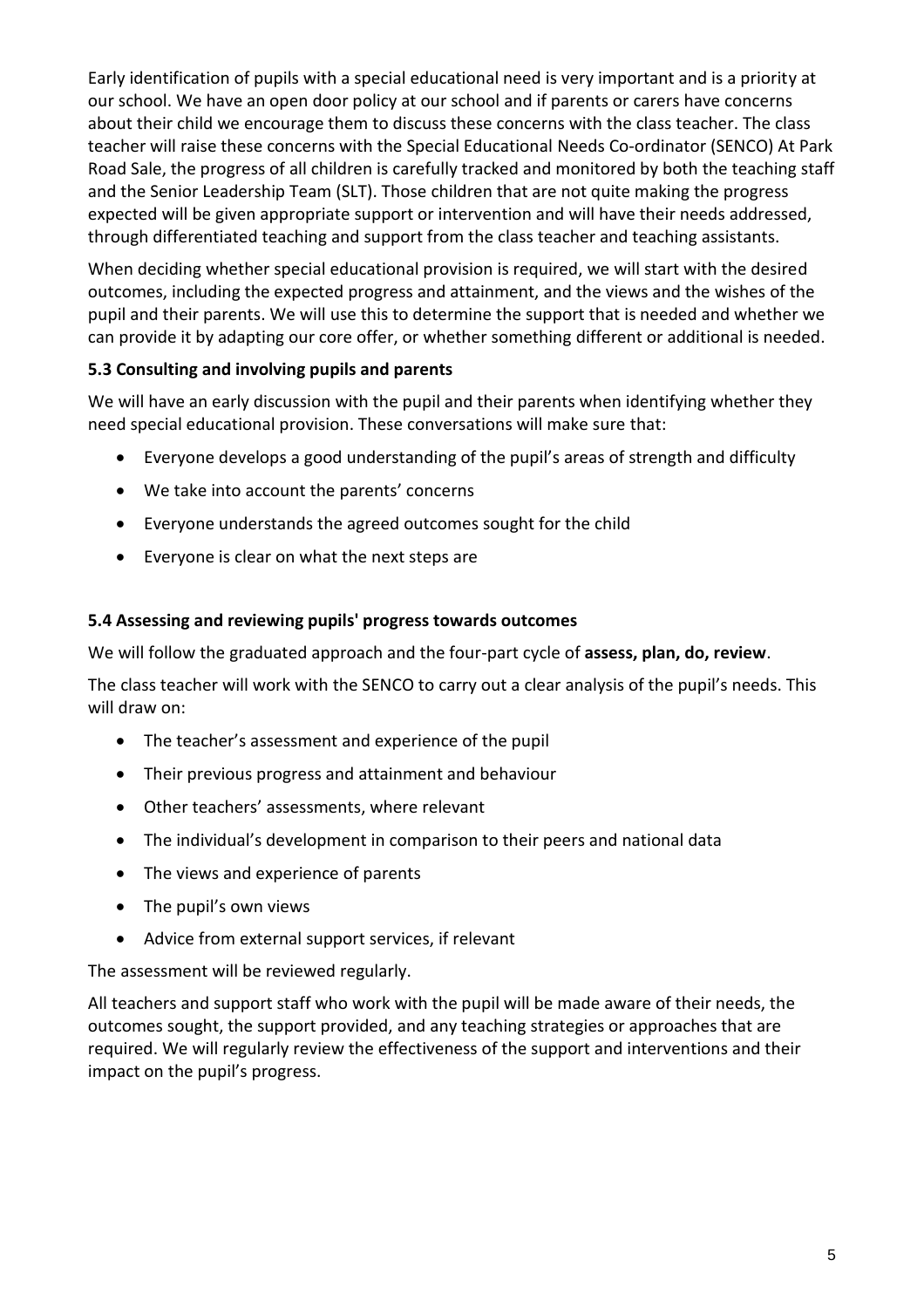Early identification of pupils with a special educational need is very important and is a priority at our school. We have an open door policy at our school and if parents or carers have concerns about their child we encourage them to discuss these concerns with the class teacher. The class teacher will raise these concerns with the Special Educational Needs Co-ordinator (SENCO) At Park Road Sale, the progress of all children is carefully tracked and monitored by both the teaching staff and the Senior Leadership Team (SLT). Those children that are not quite making the progress expected will be given appropriate support or intervention and will have their needs addressed, through differentiated teaching and support from the class teacher and teaching assistants.

When deciding whether special educational provision is required, we will start with the desired outcomes, including the expected progress and attainment, and the views and the wishes of the pupil and their parents. We will use this to determine the support that is needed and whether we can provide it by adapting our core offer, or whether something different or additional is needed.

### 5.3 Consulting and involving pupils and parents

We will have an early discussion with the pupil and their parents when identifying whether they need special educational provision. These conversations will make sure that:

- Everyone develops a good understanding of the pupil's areas of strength and difficulty
- We take into account the parents' concerns
- Everyone understands the agreed outcomes sought for the child
- Everyone is clear on what the next steps are

### 5.4 Assessing and reviewing pupils' progress towards outcomes

We will follow the graduated approach and the four-part cycle of **assess, plan, do, review**.

The class teacher will work with the SENCO to carry out a clear analysis of the pupil's needs. This will draw on:

- The teacher's assessment and experience of the pupil
- Their previous progress and attainment and behaviour
- Other teachers' assessments, where relevant
- The individual's development in comparison to their peers and national data
- The views and experience of parents
- The pupil's own views
- Advice from external support services, if relevant

The assessment will be reviewed regularly.

All teachers and support staff who work with the pupil will be made aware of their needs, the outcomes sought, the support provided, and any teaching strategies or approaches that are required. We will regularly review the effectiveness of the support and interventions and their impact on the pupil's progress.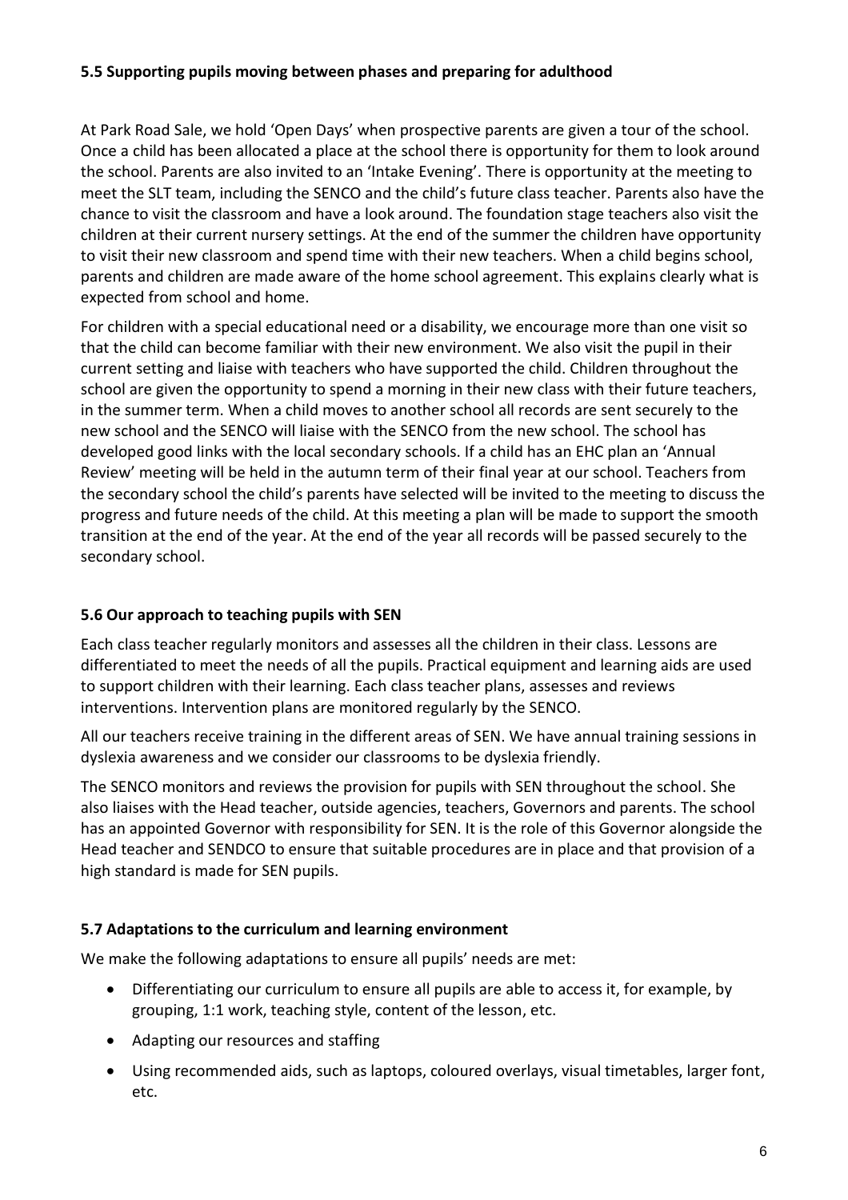### 5.5 Supporting pupils moving between phases and preparing for adulthood

At Park Road Sale, we hold 'Open Days' when prospective parents are given a tour of the school. Once a child has been allocated a place at the school there is opportunity for them to look around the school. Parents are also invited to an 'Intake Evening'. There is opportunity at the meeting to meet the SLT team, including the SENCO and the child's future class teacher. Parents also have the chance to visit the classroom and have a look around. The foundation stage teachers also visit the children at their current nursery settings. At the end of the summer the children have opportunity to visit their new classroom and spend time with their new teachers. When a child begins school, parents and children are made aware of the home school agreement. This explains clearly what is expected from school and home.

For children with a special educational need or a disability, we encourage more than one visit so that the child can become familiar with their new environment. We also visit the pupil in their current setting and liaise with teachers who have supported the child. Children throughout the school are given the opportunity to spend a morning in their new class with their future teachers, in the summer term. When a child moves to another school all records are sent securely to the new school and the SENCO will liaise with the SENCO from the new school. The school has developed good links with the local secondary schools. If a child has an EHC plan an 'Annual Review' meeting will be held in the autumn term of their final year at our school. Teachers from the secondary school the child's parents have selected will be invited to the meeting to discuss the progress and future needs of the child. At this meeting a plan will be made to support the smooth transition at the end of the year. At the end of the year all records will be passed securely to the secondary school.

### 5.6 Our approach to teaching pupils with SEN

Each class teacher regularly monitors and assesses all the children in their class. Lessons are differentiated to meet the needs of all the pupils. Practical equipment and learning aids are used to support children with their learning. Each class teacher plans, assesses and reviews interventions. Intervention plans are monitored regularly by the SENCO.

All our teachers receive training in the different areas of SEN. We have annual training sessions in dyslexia awareness and we consider our classrooms to be dyslexia friendly.

The SENCO monitors and reviews the provision for pupils with SEN throughout the school. She also liaises with the Head teacher, outside agencies, teachers, Governors and parents. The school has an appointed Governor with responsibility for SEN. It is the role of this Governor alongside the Head teacher and SENDCO to ensure that suitable procedures are in place and that provision of a high standard is made for SEN pupils.

### 5.7 Adaptations to the curriculum and learning environment

We make the following adaptations to ensure all pupils' needs are met:

- Differentiating our curriculum to ensure all pupils are able to access it, for example, by grouping, 1:1 work, teaching style, content of the lesson, etc.
- Adapting our resources and staffing
- Using recommended aids, such as laptops, coloured overlays, visual timetables, larger font, etc.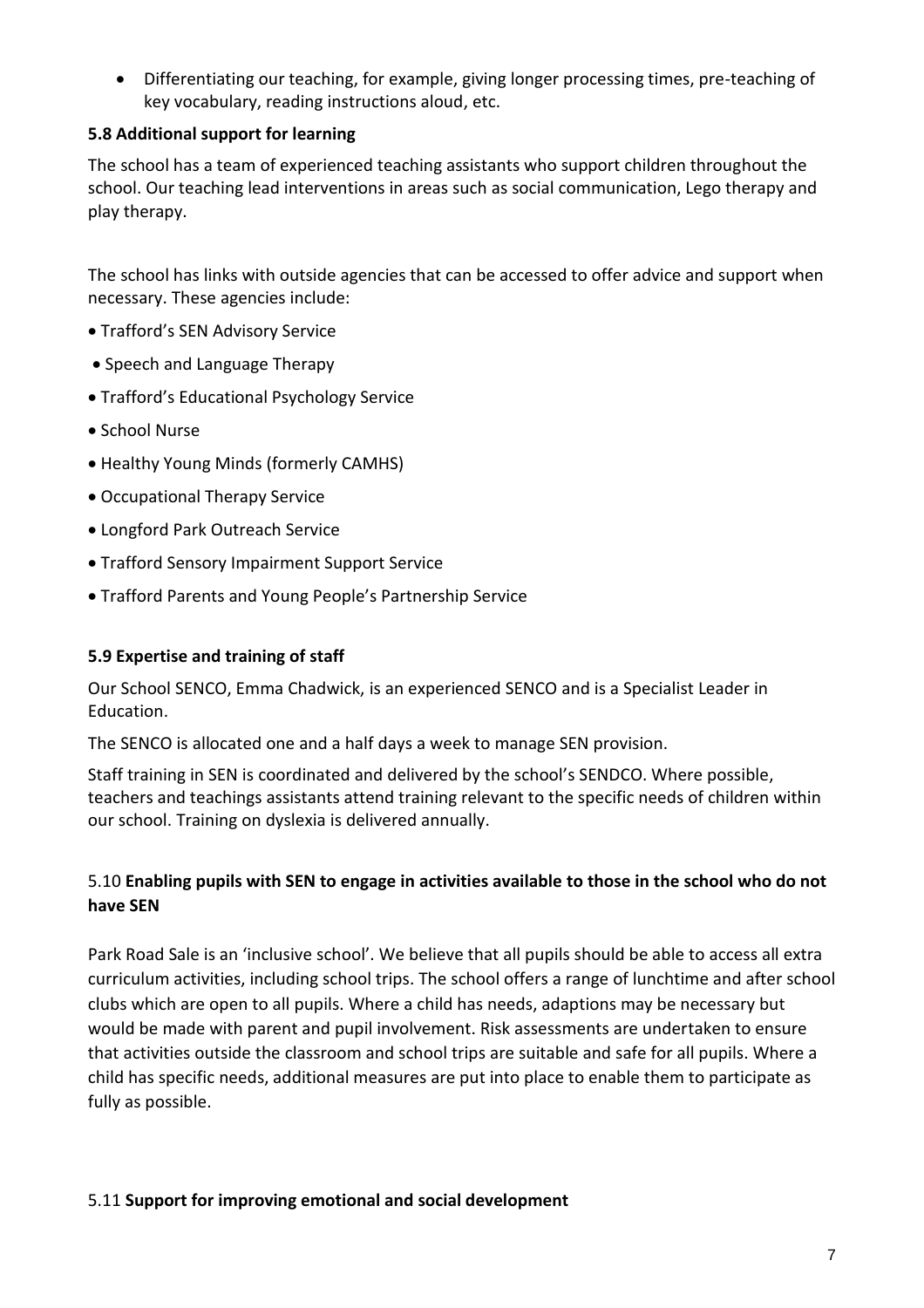- Differentiating our teaching, for example, giving longer processing times, pre-teaching of key vocabulary, reading instructions aloud, etc.

### 5.8 Additional support for learning

The school has a team of experienced teaching assistants who support children throughout the school. Our teaching lead interventions in areas such as social communication, Lego therapy and play therapy.

The school has links with outside agencies that can be accessed to offer advice and support when necessary. These agencies include:

- Trafford's SEN Advisory Service
- Speech and Language Therapy
- Trafford's Educational Psychology Service
- School Nurse
- Healthy Young Minds (formerly CAMHS)
- Occupational Therapy Service
- Longford Park Outreach Service
- Trafford Sensory Impairment Support Service
- Trafford Parents and Young People's Partnership Service

### 5.9 Expertise and training of staff

Our School SENCO, Emma Chadwick, is an experienced SENCO and is a Specialist Leader in Education.

The SENCO is allocated one and a half days a week to manage SEN provision.

Staff training in SEN is coordinated and delivered by the school's SENDCO. Where possible, teachers and teachings assistants attend training relevant to the specific needs of children within our school. Training on dyslexia is delivered annually.

### 5.10 Enabling pupils with SEN to engage in activities available to those in the school who do not have SEN

Park Road Sale is an 'inclusive school'. We believe that all pupils should be able to access all extra curriculum activities, including school trips. The school offers a range of lunchtime and after school clubs which are open to all pupils. Where a child has needs, adaptions may be necessary but would be made with parent and pupil involvement. Risk assessments are undertaken to ensure that activities outside the classroom and school trips are suitable and safe for all pupils. Where a child has specific needs, additional measures are put into place to enable them to participate as fully as possible.

### 5.11 Support for improving emotional and social development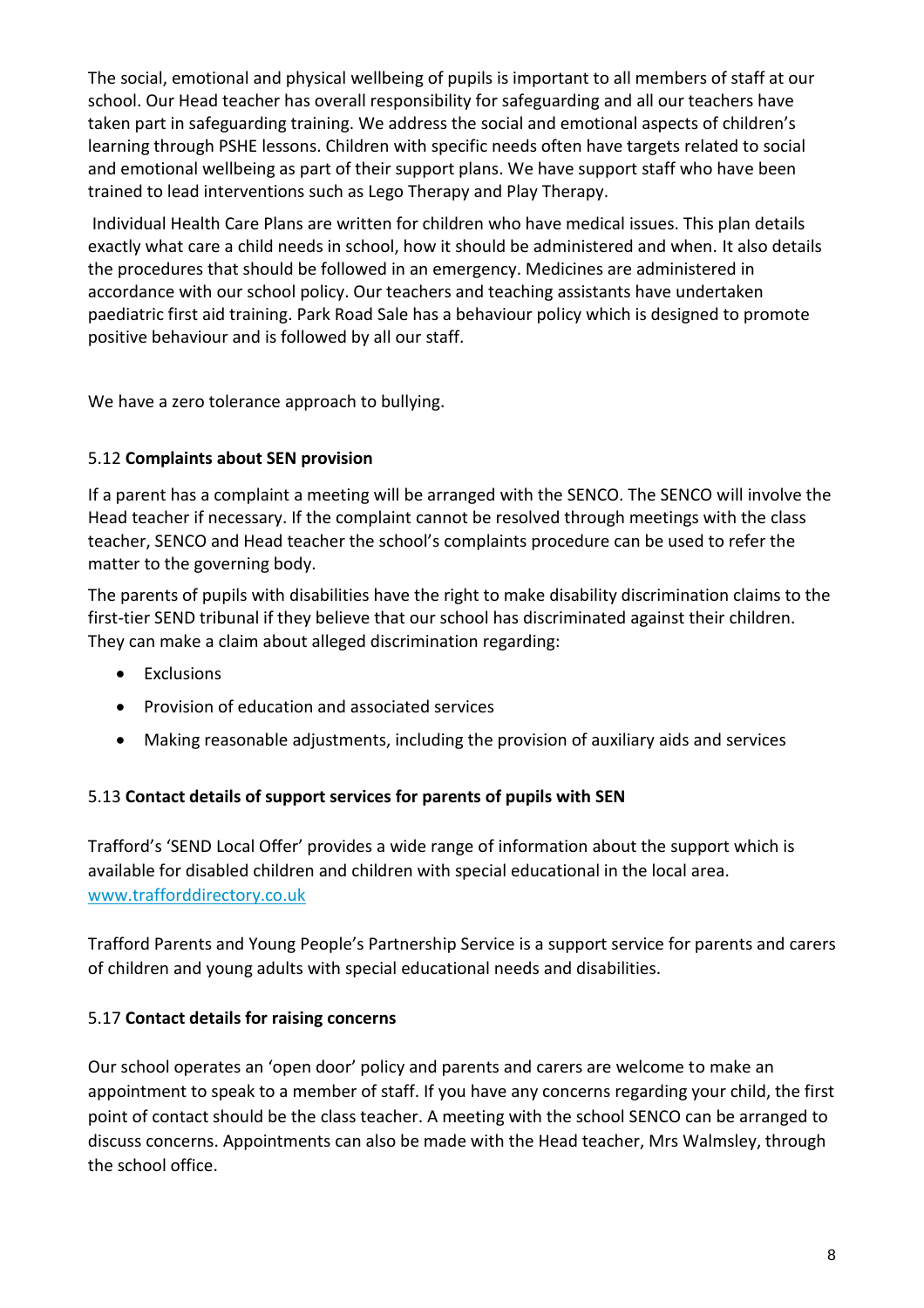The social, emotional and physical wellbeing of pupils is important to all members of staff at our school. Our Head teacher has overall responsibility for safeguarding and all our teachers have taken part in safeguarding training. We address the social and emotional aspects of children's learning through PSHE lessons. Children with specific needs often have targets related to social and emotional wellbeing as part of their support plans. We have support staff who have been trained to lead interventions such as Lego Therapy and Play Therapy.

Individual Health Care Plans are written for children who have medical issues. This plan details exactly what care a child needs in school, how it should be administered and when. It also details the procedures that should be followed in an emergency. Medicines are administered in accordance with our school policy. Our teachers and teaching assistants have undertaken paediatric first aid training. Park Road Sale has a behaviour policy which is designed to promote positive behaviour and is followed by all our staff.

We have a zero tolerance approach to bullying.

### 5.12 **Complaints about SEN provision**

If a parent has a complaint a meeting will be arranged with the SENCO. The SENCO will involve the Head teacher if necessary. If the complaint cannot be resolved through meetings with the class teacher, SENCO and Head teacher the school's complaints procedure can be used to refer the matter to the governing body.

The parents of pupils with disabilities have the right to make disability discrimination claims to the first-tier SEND tribunal if they believe that our school has discriminated against their children. They can make a claim about alleged discrimination regarding:

- Exclusions
- Provision of education and associated services
- Making reasonable adjustments, including the provision of auxiliary aids and services

### 5.13 **Contact details of support services for parents of pupils with SEN**

Trafford's 'SEND Local Offer' provides a wide range of information about the support which is available for disabled children and children with special educational in the local area. [www.trafforddirectory.co.uk](http://www.trafforddirectory.co.uk)

Trafford Parents and Young People's Partnership Service is a support service for parents and carers of children and young adults with special educational needs and disabilities.

### 5.17 **Contact details for raising concerns**

Our school operates an 'open door' policy and parents and carers are welcome to make an appointment to speak to a member of staff. If you have any concerns regarding your child, the first point of contact should be the class teacher. A meeting with the school SENCO can be arranged to discuss concerns. Appointments can also be made with the Head teacher, Mrs Walmsley, through the school office.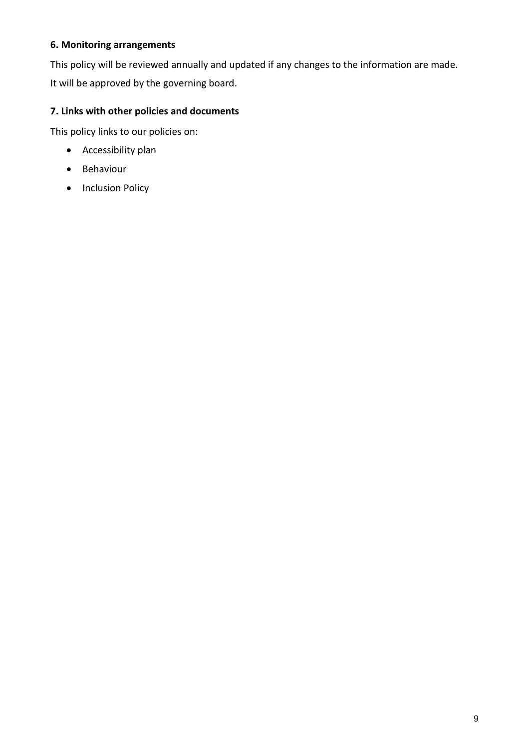### 6. Monitoring arrangements

This policy will be reviewed annually and updated if any changes to the information are made.

It will be approved by the governing board.

### 7. Links with other policies and documents

This policy links to our policies on:

- Accessibility plan
- Behaviour
- Inclusion Policy